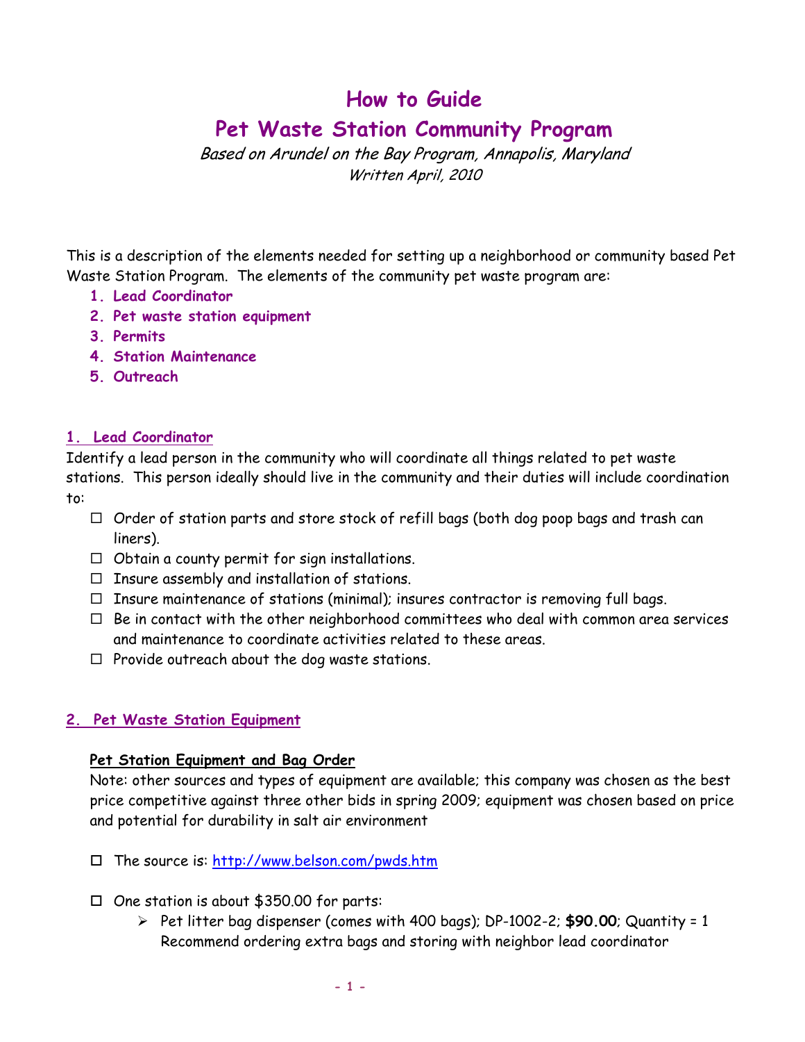# How to Guide

## Pet Waste Station Community Program

*Based on Arundel on the Bay Program, Annapolis, Maryland*
*Written April, 2010*

This is a description of the elements needed for setting up a neighborhood or community based Pet Waste Station Program. The elements of the community pet waste program are:

1. **Lead Coordinator**
2. **Pet waste station equipment**
3. **Permits**
4. **Station Maintenance**
5. **Outreach**

### 1. Lead Coordinator

Identify a lead person in the community who will coordinate all things related to pet waste stations. This person ideally should live in the community and their duties will include coordination to:

- ☐ Order of station parts and store stock of refill bags (both dog poop bags and trash can liners).
- ☐ Obtain a county permit for sign installations.
- ☐ Insure assembly and installation of stations.
- ☐ Insure maintenance of stations (minimal); insures contractor is removing full bags.
- ☐ Be in contact with the other neighborhood committees who deal with common area services and maintenance to coordinate activities related to these areas.
- ☐ Provide outreach about the dog waste stations.

### 2. Pet Waste Station Equipment

**Pet Station Equipment and Bag Order**

Note: other sources and types of equipment are available; this company was chosen as the best price competitive against three other bids in spring 2009; equipment was chosen based on price and potential for durability in salt air environment

- ☐ The source is: http://www.belson.com/pwds.htm
- ☐ One station is about $350.00 for parts:
  - Pet litter bag dispenser (comes with 400 bags); DP-1002-2; **$90.00**; Quantity = 1
    Recommend ordering extra bags and storing with neighbor lead coordinator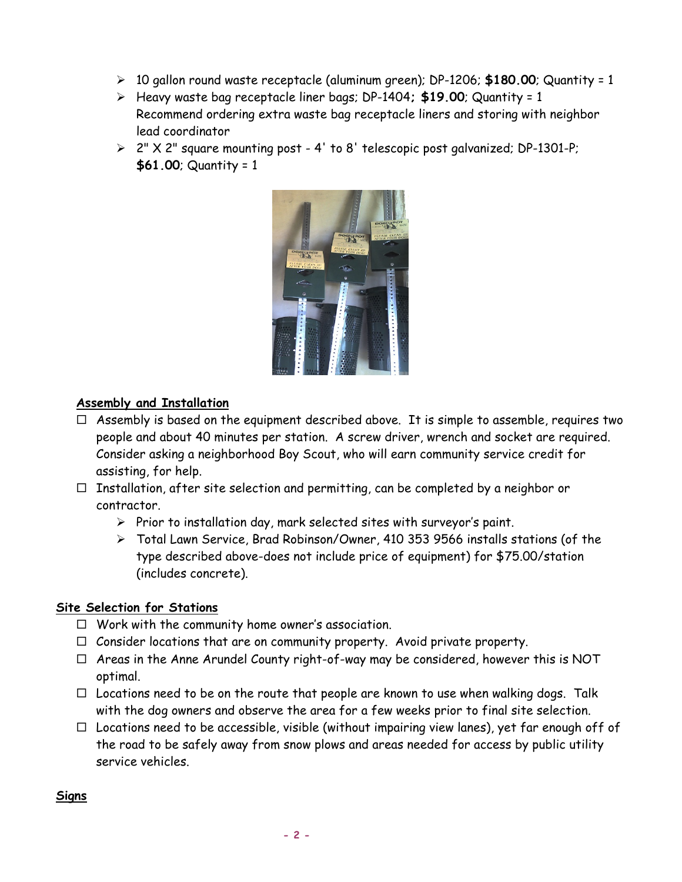- 10 gallon round waste receptacle (aluminum green); DP-1206; **$180.00**; Quantity = 1
- Heavy waste bag receptacle liner bags; DP-1404**; $19.00**; Quantity = 1
  Recommend ordering extra waste bag receptacle liners and storing with neighbor lead coordinator
- 2" X 2" square mounting post - 4' to 8' telescopic post galvanized; DP-1301-P; **$61.00**; Quantity = 1

## Assembly and Installation

- ☐ Assembly is based on the equipment described above. It is simple to assemble, requires two people and about 40 minutes per station. A screw driver, wrench and socket are required. Consider asking a neighborhood Boy Scout, who will earn community service credit for assisting, for help.
- ☐ Installation, after site selection and permitting, can be completed by a neighbor or contractor.
  - Prior to installation day, mark selected sites with surveyor's paint.
  - Total Lawn Service, Brad Robinson/Owner, 410 353 9566 installs stations (of the type described above-does not include price of equipment) for $75.00/station (includes concrete).

## Site Selection for Stations

- ☐ Work with the community home owner's association.
- ☐ Consider locations that are on community property. Avoid private property.
- ☐ Areas in the Anne Arundel County right-of-way may be considered, however this is NOT optimal.
- ☐ Locations need to be on the route that people are known to use when walking dogs. Talk with the dog owners and observe the area for a few weeks prior to final site selection.
- ☐ Locations need to be accessible, visible (without impairing view lanes), yet far enough off of the road to be safely away from snow plows and areas needed for access by public utility service vehicles.

## Signs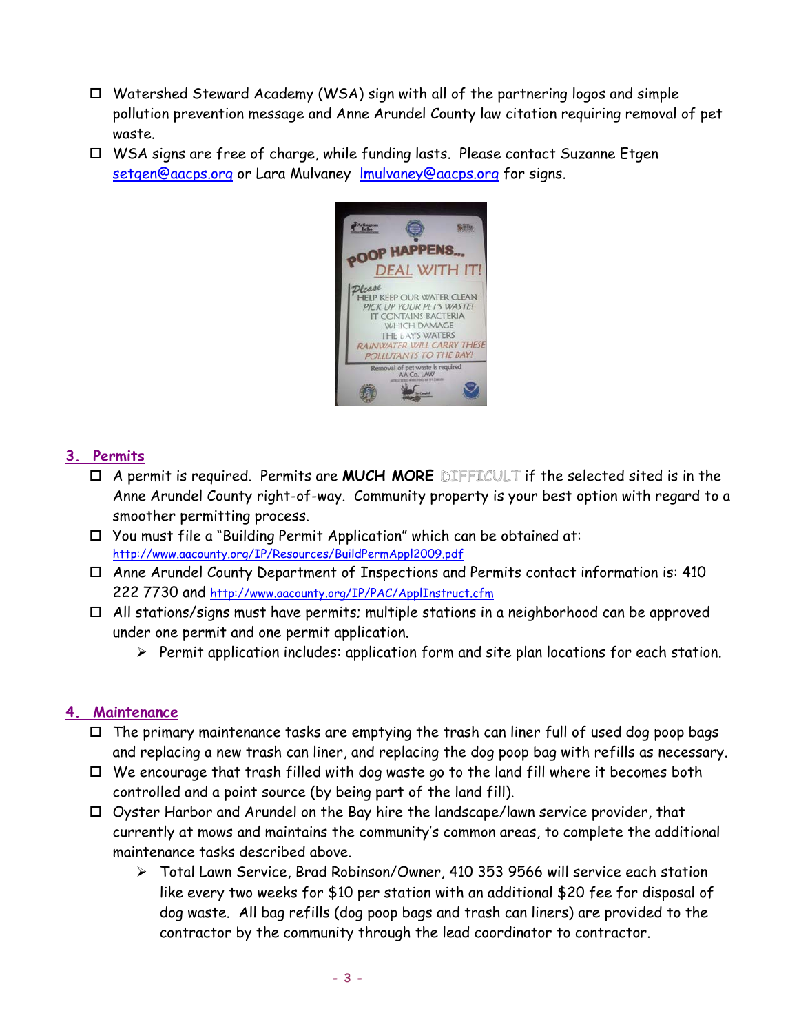- ☐ Watershed Steward Academy (WSA) sign with all of the partnering logos and simple pollution prevention message and Anne Arundel County law citation requiring removal of pet waste.
- ☐ WSA signs are free of charge, while funding lasts. Please contact Suzanne Etgen setgen@aacps.org or Lara Mulvaney lmulvaney@aacps.org for signs.

## 3. Permits

- ☐ A permit is required. Permits are **MUCH MORE** DIFFICULT if the selected sited is in the Anne Arundel County right-of-way. Community property is your best option with regard to a smoother permitting process.
- ☐ You must file a "Building Permit Application" which can be obtained at: http://www.aacounty.org/IP/Resources/BuildPermAppl2009.pdf
- ☐ Anne Arundel County Department of Inspections and Permits contact information is: 410 222 7730 and http://www.aacounty.org/IP/PAC/ApplInstruct.cfm
- ☐ All stations/signs must have permits; multiple stations in a neighborhood can be approved under one permit and one permit application.
  - ➢ Permit application includes: application form and site plan locations for each station.

## 4. Maintenance

- ☐ The primary maintenance tasks are emptying the trash can liner full of used dog poop bags and replacing a new trash can liner, and replacing the dog poop bag with refills as necessary.
- ☐ We encourage that trash filled with dog waste go to the land fill where it becomes both controlled and a point source (by being part of the land fill).
- ☐ Oyster Harbor and Arundel on the Bay hire the landscape/lawn service provider, that currently at mows and maintains the community's common areas, to complete the additional maintenance tasks described above.
  - ➢ Total Lawn Service, Brad Robinson/Owner, 410 353 9566 will service each station like every two weeks for $10 per station with an additional $20 fee for disposal of dog waste. All bag refills (dog poop bags and trash can liners) are provided to the contractor by the community through the lead coordinator to contractor.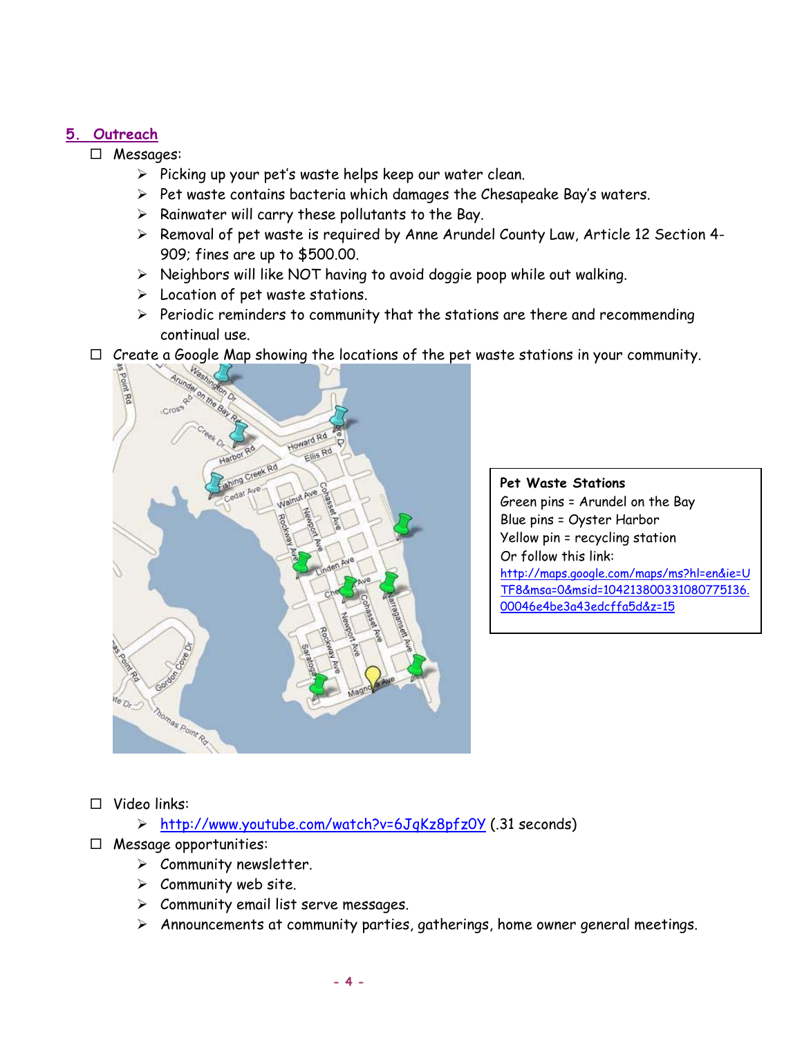## 5. Outreach

- Messages:
  - Picking up your pet's waste helps keep our water clean.
  - Pet waste contains bacteria which damages the Chesapeake Bay's waters.
  - Rainwater will carry these pollutants to the Bay.
  - Removal of pet waste is required by Anne Arundel County Law, Article 12 Section 4-909; fines are up to $500.00.
  - Neighbors will like NOT having to avoid doggie poop while out walking.
  - Location of pet waste stations.
  - Periodic reminders to community that the stations are there and recommending continual use.
- Create a Google Map showing the locations of the pet waste stations in your community.

**Pet Waste Stations**
Green pins = Arundel on the Bay
Blue pins = Oyster Harbor
Yellow pin = recycling station
Or follow this link:
http://maps.google.com/maps/ms?hl=en&ie=UTF8&msa=0&msid=104213800331080775136.00046e4be3a43edcffa5d&z=15

- Video links:
  - http://www.youtube.com/watch?v=6JqKz8pfz0Y (.31 seconds)
- Message opportunities:
  - Community newsletter.
  - Community web site.
  - Community email list serve messages.
  - Announcements at community parties, gatherings, home owner general meetings.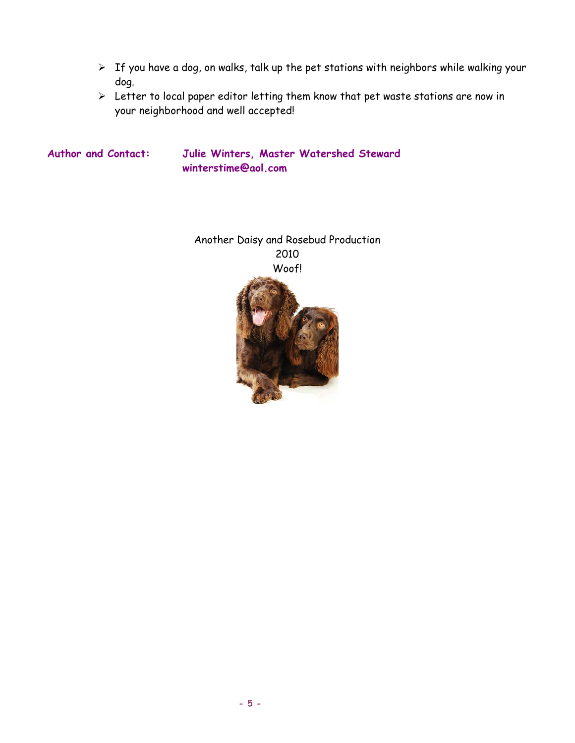- If you have a dog, on walks, talk up the pet stations with neighbors while walking your dog.
- Letter to local paper editor letting them know that pet waste stations are now in your neighborhood and well accepted!

**Author and Contact:** **Julie Winters, Master Watershed Steward**
**winterstime@aol.com**

Another Daisy and Rosebud Production
2010
Woof!